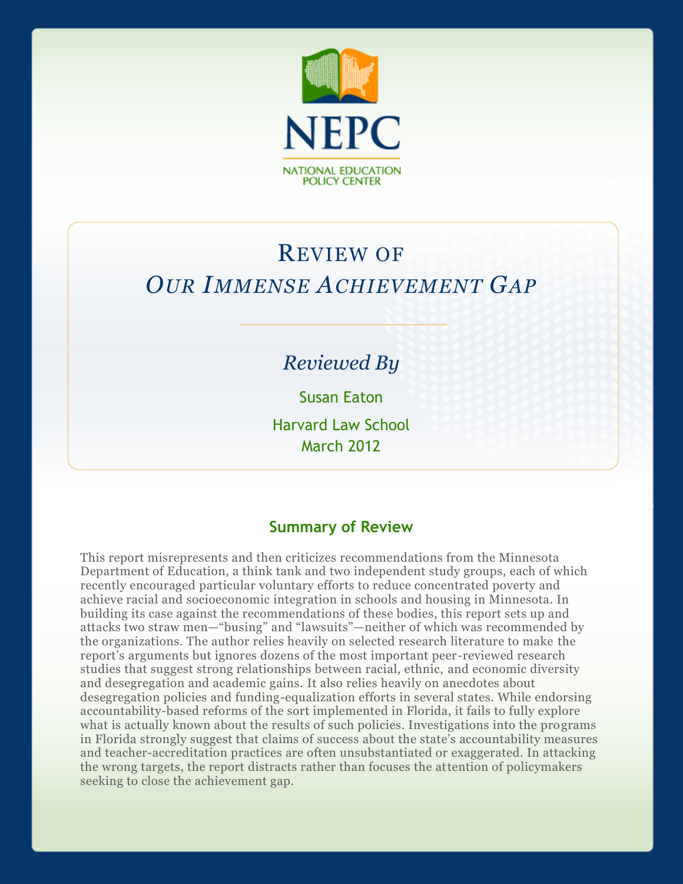NEPC

NATIONAL EDUCATION POLICY CENTER

# Review of *Our Immense Achievement Gap*

*Reviewed By*

Susan Eaton

Harvard Law School

March 2012

## Summary of Review

This report misrepresents and then criticizes recommendations from the Minnesota Department of Education, a think tank and two independent study groups, each of which recently encouraged particular voluntary efforts to reduce concentrated poverty and achieve racial and socioeconomic integration in schools and housing in Minnesota. In building its case against the recommendations of these bodies, this report sets up and attacks two straw men—"busing" and "lawsuits"—neither of which was recommended by the organizations. The author relies heavily on selected research literature to make the report's arguments but ignores dozens of the most important peer-reviewed research studies that suggest strong relationships between racial, ethnic, and economic diversity and desegregation and academic gains. It also relies heavily on anecdotes about desegregation policies and funding-equalization efforts in several states. While endorsing accountability-based reforms of the sort implemented in Florida, it fails to fully explore what is actually known about the results of such policies. Investigations into the programs in Florida strongly suggest that claims of success about the state's accountability measures and teacher-accreditation practices are often unsubstantiated or exaggerated. In attacking the wrong targets, the report distracts rather than focuses the attention of policymakers seeking to close the achievement gap.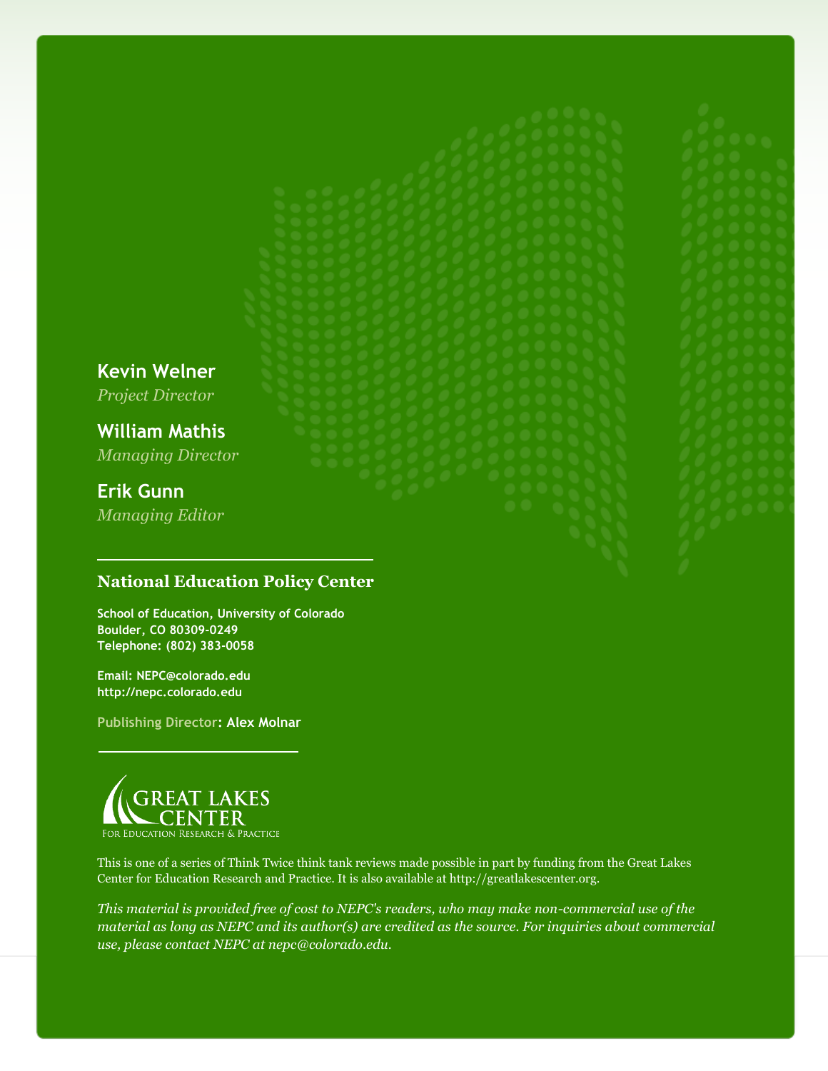**Kevin Welner**
*Project Director*

**William Mathis**
*Managing Director*

**Erik Gunn**
*Managing Editor*

---

**National Education Policy Center**

**School of Education, University of Colorado**
**Boulder, CO 80309-0249**
**Telephone: (802) 383-0058**

**Email: NEPC@colorado.edu**
**http://nepc.colorado.edu**

**Publishing Director: Alex Molnar**

---

GREAT LAKES CENTER
FOR EDUCATION RESEARCH & PRACTICE

This is one of a series of Think Twice think tank reviews made possible in part by funding from the Great Lakes Center for Education Research and Practice. It is also available at http://greatlakescenter.org.

*This material is provided free of cost to NEPC's readers, who may make non-commercial use of the material as long as NEPC and its author(s) are credited as the source. For inquiries about commercial use, please contact NEPC at nepc@colorado.edu.*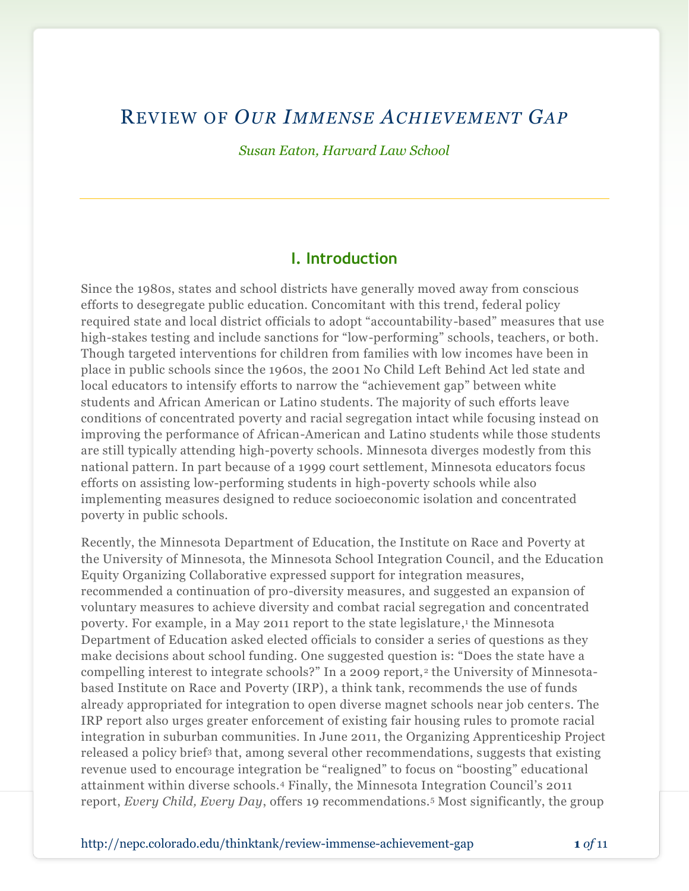# Review of *Our Immense Achievement Gap*

*Susan Eaton, Harvard Law School*

## I. Introduction

Since the 1980s, states and school districts have generally moved away from conscious efforts to desegregate public education. Concomitant with this trend, federal policy required state and local district officials to adopt "accountability-based" measures that use high-stakes testing and include sanctions for "low-performing" schools, teachers, or both. Though targeted interventions for children from families with low incomes have been in place in public schools since the 1960s, the 2001 No Child Left Behind Act led state and local educators to intensify efforts to narrow the "achievement gap" between white students and African American or Latino students. The majority of such efforts leave conditions of concentrated poverty and racial segregation intact while focusing instead on improving the performance of African-American and Latino students while those students are still typically attending high-poverty schools. Minnesota diverges modestly from this national pattern. In part because of a 1999 court settlement, Minnesota educators focus efforts on assisting low-performing students in high-poverty schools while also implementing measures designed to reduce socioeconomic isolation and concentrated poverty in public schools.

Recently, the Minnesota Department of Education, the Institute on Race and Poverty at the University of Minnesota, the Minnesota School Integration Council, and the Education Equity Organizing Collaborative expressed support for integration measures, recommended a continuation of pro-diversity measures, and suggested an expansion of voluntary measures to achieve diversity and combat racial segregation and concentrated poverty. For example, in a May 2011 report to the state legislature,[1] the Minnesota Department of Education asked elected officials to consider a series of questions as they make decisions about school funding. One suggested question is: "Does the state have a compelling interest to integrate schools?" In a 2009 report,[2] the University of Minnesota-based Institute on Race and Poverty (IRP), a think tank, recommends the use of funds already appropriated for integration to open diverse magnet schools near job centers. The IRP report also urges greater enforcement of existing fair housing rules to promote racial integration in suburban communities. In June 2011, the Organizing Apprenticeship Project released a policy brief[3] that, among several other recommendations, suggests that existing revenue used to encourage integration be "realigned" to focus on "boosting" educational attainment within diverse schools.[4] Finally, the Minnesota Integration Council's 2011 report, *Every Child, Every Day*, offers 19 recommendations.[5] Most significantly, the group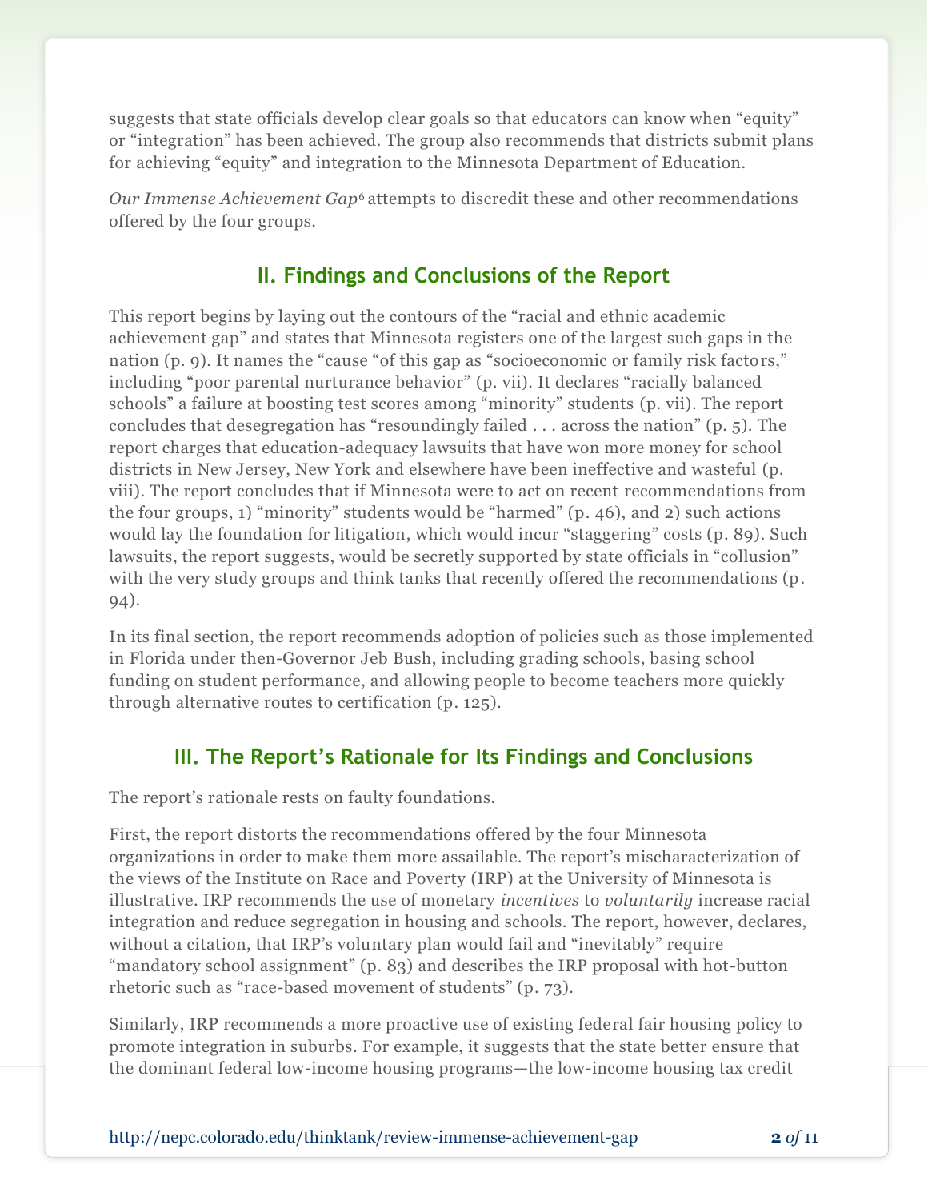suggests that state officials develop clear goals so that educators can know when "equity" or "integration" has been achieved. The group also recommends that districts submit plans for achieving "equity" and integration to the Minnesota Department of Education.

*Our Immense Achievement Gap*[6] attempts to discredit these and other recommendations offered by the four groups.

## II. Findings and Conclusions of the Report

This report begins by laying out the contours of the "racial and ethnic academic achievement gap" and states that Minnesota registers one of the largest such gaps in the nation (p. 9). It names the "cause "of this gap as "socioeconomic or family risk factors," including "poor parental nurturance behavior" (p. vii). It declares "racially balanced schools" a failure at boosting test scores among "minority" students (p. vii). The report concludes that desegregation has "resoundingly failed . . . across the nation" (p. 5). The report charges that education-adequacy lawsuits that have won more money for school districts in New Jersey, New York and elsewhere have been ineffective and wasteful (p. viii). The report concludes that if Minnesota were to act on recent recommendations from the four groups, 1) "minority" students would be "harmed" (p. 46), and 2) such actions would lay the foundation for litigation, which would incur "staggering" costs (p. 89). Such lawsuits, the report suggests, would be secretly supported by state officials in "collusion" with the very study groups and think tanks that recently offered the recommendations (p. 94).

In its final section, the report recommends adoption of policies such as those implemented in Florida under then-Governor Jeb Bush, including grading schools, basing school funding on student performance, and allowing people to become teachers more quickly through alternative routes to certification (p. 125).

## III. The Report's Rationale for Its Findings and Conclusions

The report's rationale rests on faulty foundations.

First, the report distorts the recommendations offered by the four Minnesota organizations in order to make them more assailable. The report's mischaracterization of the views of the Institute on Race and Poverty (IRP) at the University of Minnesota is illustrative. IRP recommends the use of monetary *incentives* to *voluntarily* increase racial integration and reduce segregation in housing and schools. The report, however, declares, without a citation, that IRP's voluntary plan would fail and "inevitably" require "mandatory school assignment" (p. 83) and describes the IRP proposal with hot-button rhetoric such as "race-based movement of students" (p. 73).

Similarly, IRP recommends a more proactive use of existing federal fair housing policy to promote integration in suburbs. For example, it suggests that the state better ensure that the dominant federal low-income housing programs—the low-income housing tax credit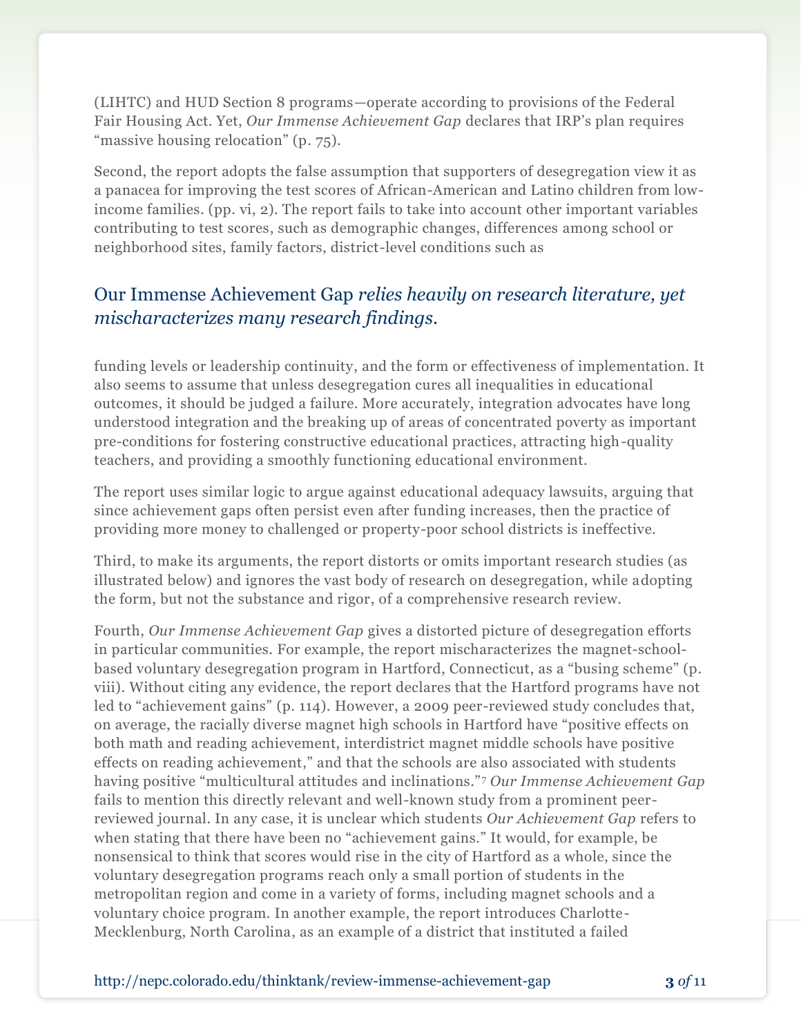(LIHTC) and HUD Section 8 programs—operate according to provisions of the Federal Fair Housing Act. Yet, *Our Immense Achievement Gap* declares that IRP's plan requires "massive housing relocation" (p. 75).

Second, the report adopts the false assumption that supporters of desegregation view it as a panacea for improving the test scores of African-American and Latino children from low-income families. (pp. vi, 2). The report fails to take into account other important variables contributing to test scores, such as demographic changes, differences among school or neighborhood sites, family factors, district-level conditions such as funding levels or leadership continuity, and the form or effectiveness of implementation. It also seems to assume that unless desegregation cures all inequalities in educational outcomes, it should be judged a failure. More accurately, integration advocates have long understood integration and the breaking up of areas of concentrated poverty as important pre-conditions for fostering constructive educational practices, attracting high-quality teachers, and providing a smoothly functioning educational environment.

> Our Immense Achievement Gap *relies heavily on research literature, yet mischaracterizes many research findings.*

The report uses similar logic to argue against educational adequacy lawsuits, arguing that since achievement gaps often persist even after funding increases, then the practice of providing more money to challenged or property-poor school districts is ineffective.

Third, to make its arguments, the report distorts or omits important research studies (as illustrated below) and ignores the vast body of research on desegregation, while adopting the form, but not the substance and rigor, of a comprehensive research review.

Fourth, *Our Immense Achievement Gap* gives a distorted picture of desegregation efforts in particular communities. For example, the report mischaracterizes the magnet-school-based voluntary desegregation program in Hartford, Connecticut, as a "busing scheme" (p. viii). Without citing any evidence, the report declares that the Hartford programs have not led to "achievement gains" (p. 114). However, a 2009 peer-reviewed study concludes that, on average, the racially diverse magnet high schools in Hartford have "positive effects on both math and reading achievement, interdistrict magnet middle schools have positive effects on reading achievement," and that the schools are also associated with students having positive "multicultural attitudes and inclinations."[7] *Our Immense Achievement Gap* fails to mention this directly relevant and well-known study from a prominent peer-reviewed journal. In any case, it is unclear which students *Our Achievement Gap* refers to when stating that there have been no "achievement gains." It would, for example, be nonsensical to think that scores would rise in the city of Hartford as a whole, since the voluntary desegregation programs reach only a small portion of students in the metropolitan region and come in a variety of forms, including magnet schools and a voluntary choice program. In another example, the report introduces Charlotte-Mecklenburg, North Carolina, as an example of a district that instituted a failed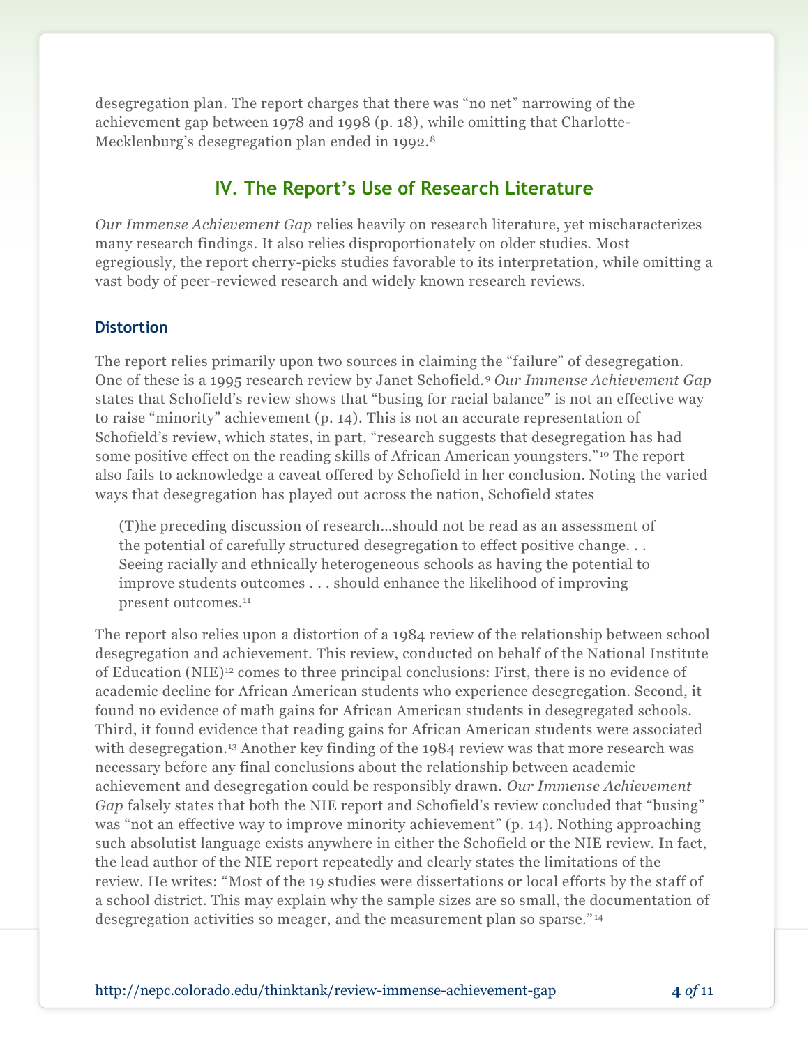desegregation plan. The report charges that there was "no net" narrowing of the achievement gap between 1978 and 1998 (p. 18), while omitting that Charlotte-Mecklenburg's desegregation plan ended in 1992.[8]

## IV. The Report's Use of Research Literature

*Our Immense Achievement Gap* relies heavily on research literature, yet mischaracterizes many research findings. It also relies disproportionately on older studies. Most egregiously, the report cherry-picks studies favorable to its interpretation, while omitting a vast body of peer-reviewed research and widely known research reviews.

### Distortion

The report relies primarily upon two sources in claiming the "failure" of desegregation. One of these is a 1995 research review by Janet Schofield.[9] *Our Immense Achievement Gap* states that Schofield's review shows that "busing for racial balance" is not an effective way to raise "minority" achievement (p. 14). This is not an accurate representation of Schofield's review, which states, in part, "research suggests that desegregation has had some positive effect on the reading skills of African American youngsters."[10] The report also fails to acknowledge a caveat offered by Schofield in her conclusion. Noting the varied ways that desegregation has played out across the nation, Schofield states

> (T)he preceding discussion of research…should not be read as an assessment of the potential of carefully structured desegregation to effect positive change. . . Seeing racially and ethnically heterogeneous schools as having the potential to improve students outcomes . . . should enhance the likelihood of improving present outcomes.[11]

The report also relies upon a distortion of a 1984 review of the relationship between school desegregation and achievement. This review, conducted on behalf of the National Institute of Education (NIE)[12] comes to three principal conclusions: First, there is no evidence of academic decline for African American students who experience desegregation. Second, it found no evidence of math gains for African American students in desegregated schools. Third, it found evidence that reading gains for African American students were associated with desegregation.[13] Another key finding of the 1984 review was that more research was necessary before any final conclusions about the relationship between academic achievement and desegregation could be responsibly drawn. *Our Immense Achievement Gap* falsely states that both the NIE report and Schofield's review concluded that "busing" was "not an effective way to improve minority achievement" (p. 14). Nothing approaching such absolutist language exists anywhere in either the Schofield or the NIE review. In fact, the lead author of the NIE report repeatedly and clearly states the limitations of the review. He writes: "Most of the 19 studies were dissertations or local efforts by the staff of a school district. This may explain why the sample sizes are so small, the documentation of desegregation activities so meager, and the measurement plan so sparse."[14]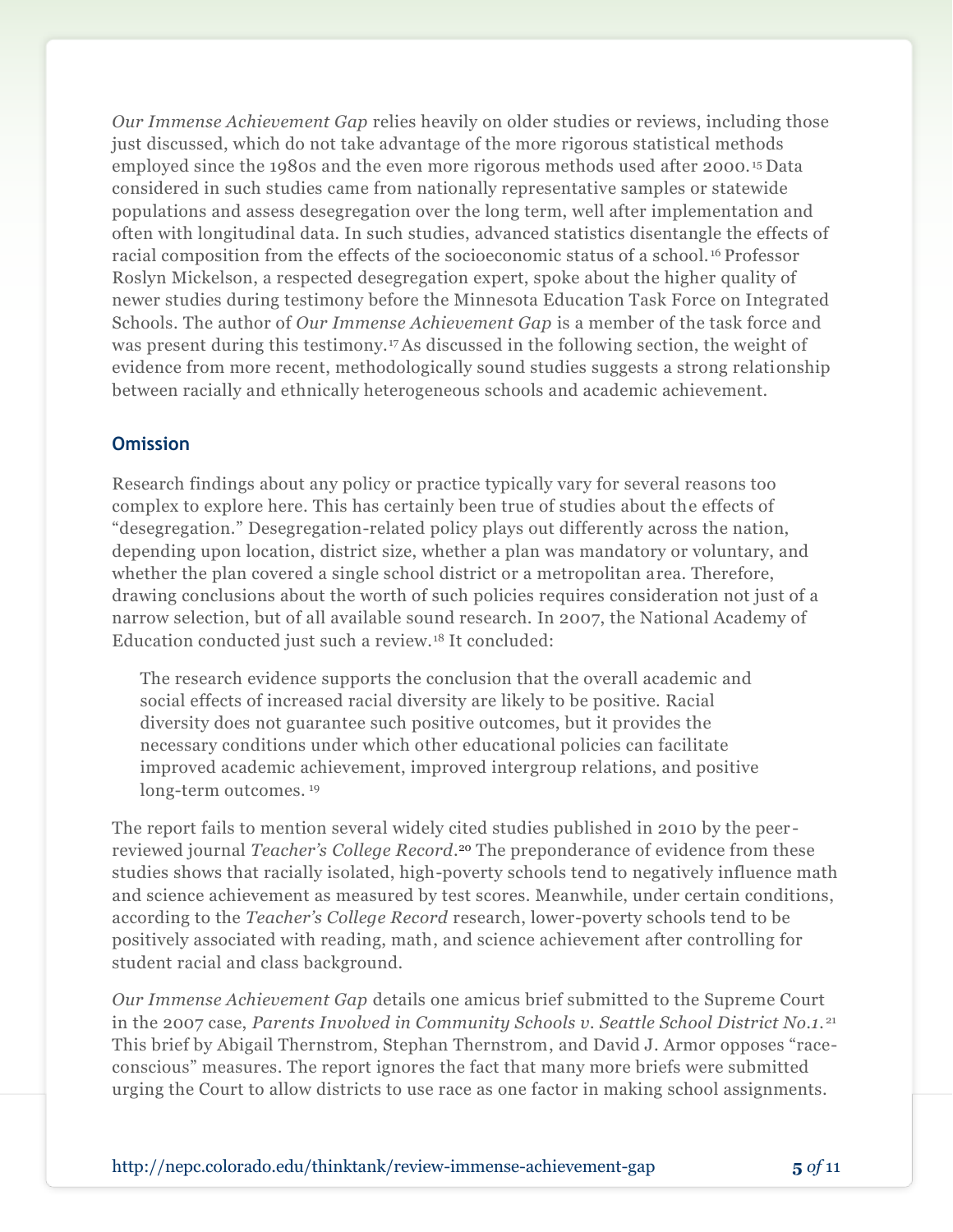*Our Immense Achievement Gap* relies heavily on older studies or reviews, including those just discussed, which do not take advantage of the more rigorous statistical methods employed since the 1980s and the even more rigorous methods used after 2000.[15] Data considered in such studies came from nationally representative samples or statewide populations and assess desegregation over the long term, well after implementation and often with longitudinal data. In such studies, advanced statistics disentangle the effects of racial composition from the effects of the socioeconomic status of a school.[16] Professor Roslyn Mickelson, a respected desegregation expert, spoke about the higher quality of newer studies during testimony before the Minnesota Education Task Force on Integrated Schools. The author of *Our Immense Achievement Gap* is a member of the task force and was present during this testimony.[17] As discussed in the following section, the weight of evidence from more recent, methodologically sound studies suggests a strong relationship between racially and ethnically heterogeneous schools and academic achievement.

### Omission

Research findings about any policy or practice typically vary for several reasons too complex to explore here. This has certainly been true of studies about the effects of "desegregation." Desegregation-related policy plays out differently across the nation, depending upon location, district size, whether a plan was mandatory or voluntary, and whether the plan covered a single school district or a metropolitan area. Therefore, drawing conclusions about the worth of such policies requires consideration not just of a narrow selection, but of all available sound research. In 2007, the National Academy of Education conducted just such a review.[18] It concluded:

> The research evidence supports the conclusion that the overall academic and social effects of increased racial diversity are likely to be positive. Racial diversity does not guarantee such positive outcomes, but it provides the necessary conditions under which other educational policies can facilitate improved academic achievement, improved intergroup relations, and positive long-term outcomes.[19]

The report fails to mention several widely cited studies published in 2010 by the peer-reviewed journal *Teacher's College Record*.[20] The preponderance of evidence from these studies shows that racially isolated, high-poverty schools tend to negatively influence math and science achievement as measured by test scores. Meanwhile, under certain conditions, according to the *Teacher's College Record* research, lower-poverty schools tend to be positively associated with reading, math, and science achievement after controlling for student racial and class background.

*Our Immense Achievement Gap* details one amicus brief submitted to the Supreme Court in the 2007 case, *Parents Involved in Community Schools v. Seattle School District No.1*.[21] This brief by Abigail Thernstrom, Stephan Thernstrom, and David J. Armor opposes "race-conscious" measures. The report ignores the fact that many more briefs were submitted urging the Court to allow districts to use race as one factor in making school assignments.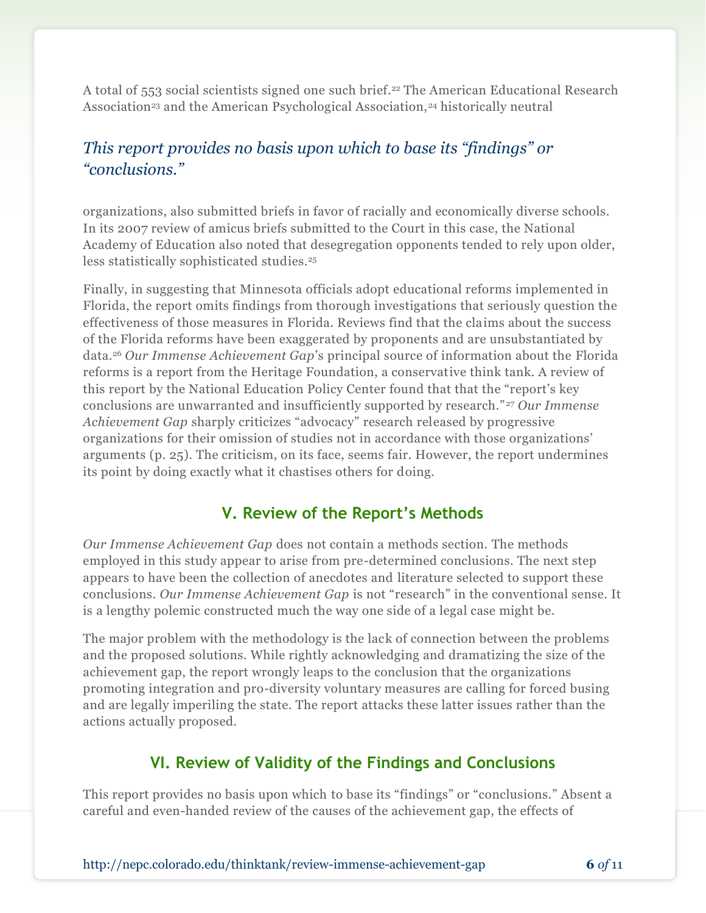A total of 553 social scientists signed one such brief.[22] The American Educational Research Association[23] and the American Psychological Association,[24] historically neutral organizations, also submitted briefs in favor of racially and economically diverse schools. In its 2007 review of amicus briefs submitted to the Court in this case, the National Academy of Education also noted that desegregation opponents tended to rely upon older, less statistically sophisticated studies.[25]

*This report provides no basis upon which to base its "findings" or "conclusions."*

Finally, in suggesting that Minnesota officials adopt educational reforms implemented in Florida, the report omits findings from thorough investigations that seriously question the effectiveness of those measures in Florida. Reviews find that the claims about the success of the Florida reforms have been exaggerated by proponents and are unsubstantiated by data.[26] *Our Immense Achievement Gap*'s principal source of information about the Florida reforms is a report from the Heritage Foundation, a conservative think tank. A review of this report by the National Education Policy Center found that that the "report's key conclusions are unwarranted and insufficiently supported by research."[27] *Our Immense Achievement Gap* sharply criticizes "advocacy" research released by progressive organizations for their omission of studies not in accordance with those organizations' arguments (p. 25). The criticism, on its face, seems fair. However, the report undermines its point by doing exactly what it chastises others for doing.

## V. Review of the Report's Methods

*Our Immense Achievement Gap* does not contain a methods section. The methods employed in this study appear to arise from pre-determined conclusions. The next step appears to have been the collection of anecdotes and literature selected to support these conclusions. *Our Immense Achievement Gap* is not "research" in the conventional sense. It is a lengthy polemic constructed much the way one side of a legal case might be.

The major problem with the methodology is the lack of connection between the problems and the proposed solutions. While rightly acknowledging and dramatizing the size of the achievement gap, the report wrongly leaps to the conclusion that the organizations promoting integration and pro-diversity voluntary measures are calling for forced busing and are legally imperiling the state. The report attacks these latter issues rather than the actions actually proposed.

## VI. Review of Validity of the Findings and Conclusions

This report provides no basis upon which to base its "findings" or "conclusions." Absent a careful and even-handed review of the causes of the achievement gap, the effects of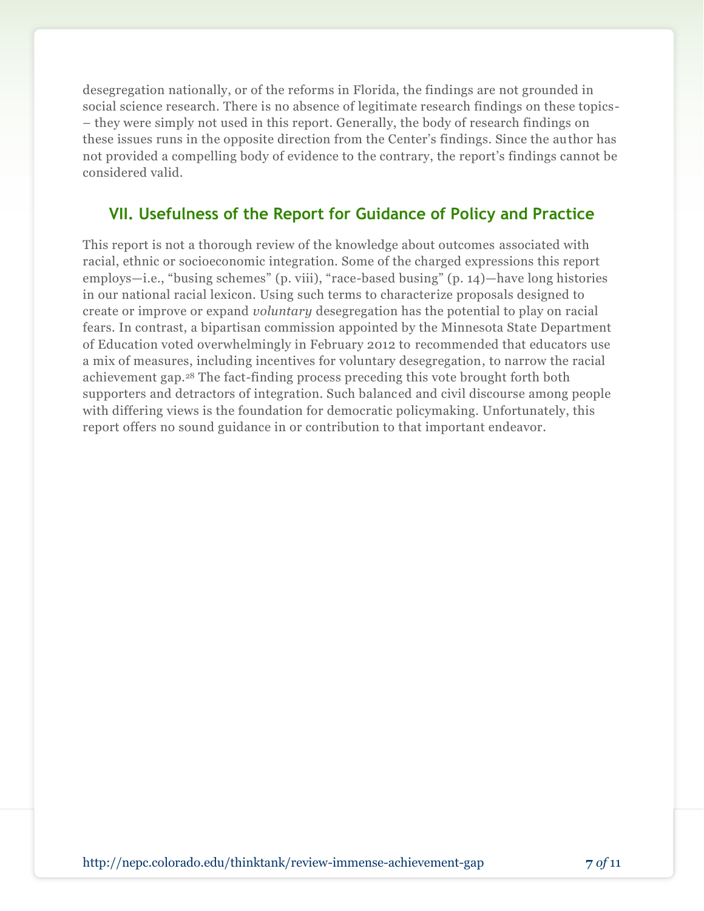desegregation nationally, or of the reforms in Florida, the findings are not grounded in social science research. There is no absence of legitimate research findings on these topics- – they were simply not used in this report. Generally, the body of research findings on these issues runs in the opposite direction from the Center's findings. Since the author has not provided a compelling body of evidence to the contrary, the report's findings cannot be considered valid.

## VII. Usefulness of the Report for Guidance of Policy and Practice

This report is not a thorough review of the knowledge about outcomes associated with racial, ethnic or socioeconomic integration. Some of the charged expressions this report employs—i.e., "busing schemes" (p. viii), "race-based busing" (p. 14)—have long histories in our national racial lexicon. Using such terms to characterize proposals designed to create or improve or expand *voluntary* desegregation has the potential to play on racial fears. In contrast, a bipartisan commission appointed by the Minnesota State Department of Education voted overwhelmingly in February 2012 to recommended that educators use a mix of measures, including incentives for voluntary desegregation, to narrow the racial achievement gap.[28] The fact-finding process preceding this vote brought forth both supporters and detractors of integration. Such balanced and civil discourse among people with differing views is the foundation for democratic policymaking. Unfortunately, this report offers no sound guidance in or contribution to that important endeavor.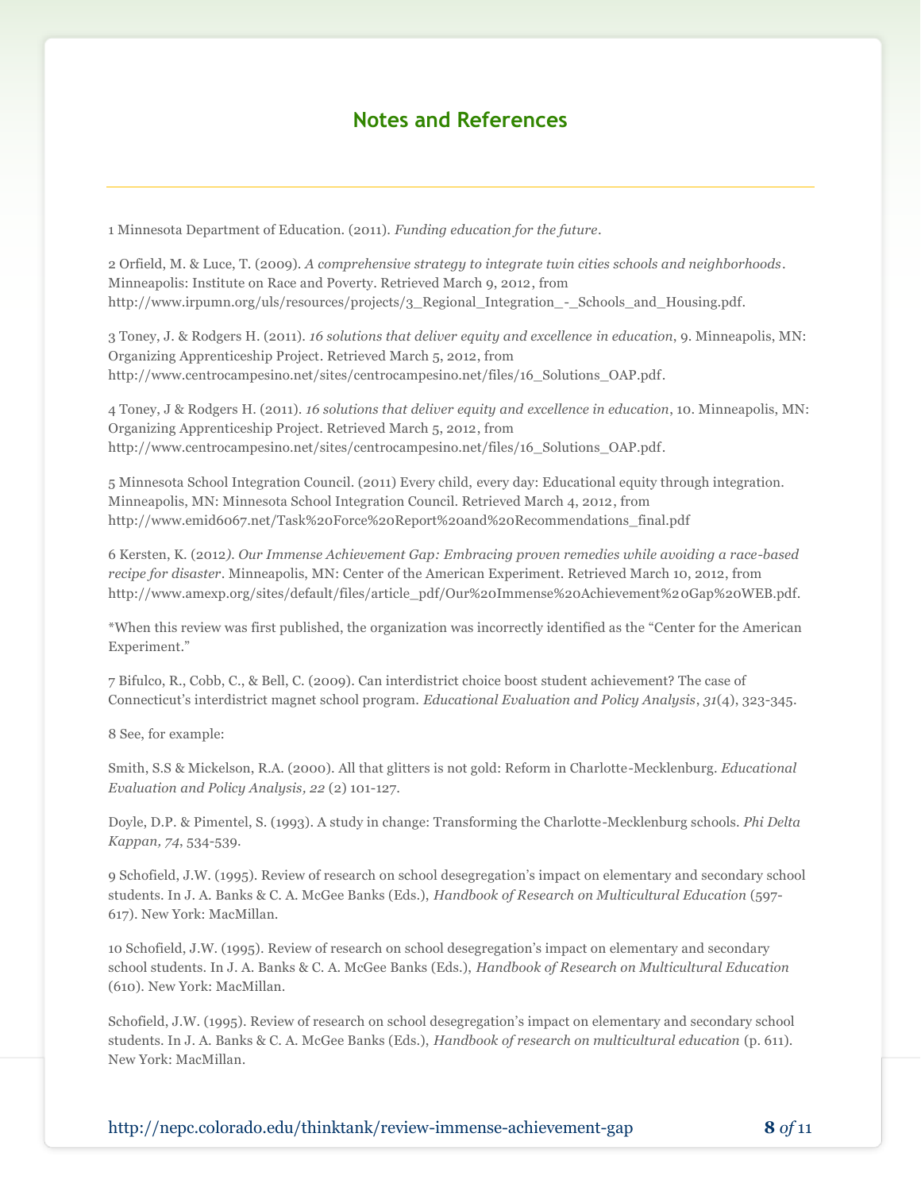## Notes and References

1 Minnesota Department of Education. (2011). *Funding education for the future*.

2 Orfield, M. & Luce, T. (2009). *A comprehensive strategy to integrate twin cities schools and neighborhoods*. Minneapolis: Institute on Race and Poverty. Retrieved March 9, 2012, from http://www.irpumn.org/uls/resources/projects/3_Regional_Integration_-_Schools_and_Housing.pdf.

3 Toney, J. & Rodgers H. (2011). *16 solutions that deliver equity and excellence in education*, 9. Minneapolis, MN: Organizing Apprenticeship Project. Retrieved March 5, 2012, from http://www.centrocampesino.net/sites/centrocampesino.net/files/16_Solutions_OAP.pdf.

4 Toney, J & Rodgers H. (2011). *16 solutions that deliver equity and excellence in education*, 10. Minneapolis, MN: Organizing Apprenticeship Project. Retrieved March 5, 2012, from http://www.centrocampesino.net/sites/centrocampesino.net/files/16_Solutions_OAP.pdf.

5 Minnesota School Integration Council. (2011) Every child, every day: Educational equity through integration. Minneapolis, MN: Minnesota School Integration Council. Retrieved March 4, 2012, from http://www.emid6067.net/Task%20Force%20Report%20and%20Recommendations_final.pdf

6 Kersten, K. (2012*). Our Immense Achievement Gap: Embracing proven remedies while avoiding a race-based recipe for disaster*. Minneapolis, MN: Center of the American Experiment. Retrieved March 10, 2012, from http://www.amexp.org/sites/default/files/article_pdf/Our%20Immense%20Achievement%20Gap%20WEB.pdf.

*When this review was first published, the organization was incorrectly identified as the "Center for the American Experiment."

7 Bifulco, R., Cobb, C., & Bell, C. (2009). Can interdistrict choice boost student achievement? The case of Connecticut's interdistrict magnet school program. *Educational Evaluation and Policy Analysis*, *31*(4), 323-345.

8 See, for example:

Smith, S.S & Mickelson, R.A. (2000). All that glitters is not gold: Reform in Charlotte-Mecklenburg. *Educational Evaluation and Policy Analysis, 22* (2) 101-127.

Doyle, D.P. & Pimentel, S. (1993). A study in change: Transforming the Charlotte-Mecklenburg schools. *Phi Delta Kappan, 74*, 534-539.

9 Schofield, J.W. (1995). Review of research on school desegregation's impact on elementary and secondary school students. In J. A. Banks & C. A. McGee Banks (Eds.), *Handbook of Research on Multicultural Education* (597-617). New York: MacMillan.

10 Schofield, J.W. (1995). Review of research on school desegregation's impact on elementary and secondary school students. In J. A. Banks & C. A. McGee Banks (Eds.), *Handbook of Research on Multicultural Education* (610). New York: MacMillan.

Schofield, J.W. (1995). Review of research on school desegregation's impact on elementary and secondary school students. In J. A. Banks & C. A. McGee Banks (Eds.), *Handbook of research on multicultural education* (p. 611). New York: MacMillan.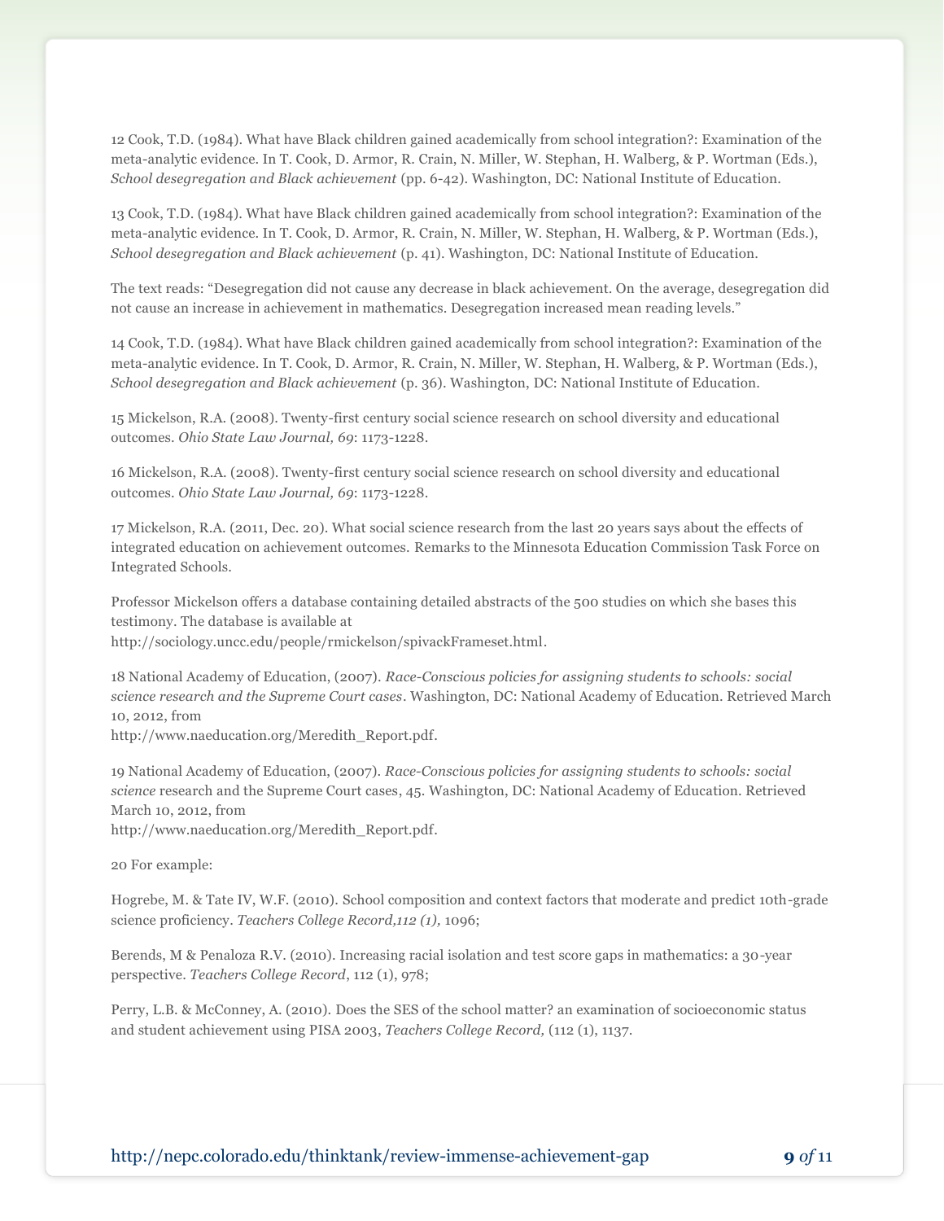12 Cook, T.D. (1984). What have Black children gained academically from school integration?: Examination of the meta-analytic evidence. In T. Cook, D. Armor, R. Crain, N. Miller, W. Stephan, H. Walberg, & P. Wortman (Eds.), *School desegregation and Black achievement* (pp. 6-42). Washington, DC: National Institute of Education.

13 Cook, T.D. (1984). What have Black children gained academically from school integration?: Examination of the meta-analytic evidence. In T. Cook, D. Armor, R. Crain, N. Miller, W. Stephan, H. Walberg, & P. Wortman (Eds.), *School desegregation and Black achievement* (p. 41). Washington, DC: National Institute of Education.

The text reads: "Desegregation did not cause any decrease in black achievement. On the average, desegregation did not cause an increase in achievement in mathematics. Desegregation increased mean reading levels."

14 Cook, T.D. (1984). What have Black children gained academically from school integration?: Examination of the meta-analytic evidence. In T. Cook, D. Armor, R. Crain, N. Miller, W. Stephan, H. Walberg, & P. Wortman (Eds.), *School desegregation and Black achievement* (p. 36). Washington, DC: National Institute of Education.

15 Mickelson, R.A. (2008). Twenty-first century social science research on school diversity and educational outcomes. *Ohio State Law Journal, 69*: 1173-1228.

16 Mickelson, R.A. (2008). Twenty-first century social science research on school diversity and educational outcomes. *Ohio State Law Journal, 69*: 1173-1228.

17 Mickelson, R.A. (2011, Dec. 20). What social science research from the last 20 years says about the effects of integrated education on achievement outcomes. Remarks to the Minnesota Education Commission Task Force on Integrated Schools.

Professor Mickelson offers a database containing detailed abstracts of the 500 studies on which she bases this testimony. The database is available at
http://sociology.uncc.edu/people/rmickelson/spivackFrameset.html.

18 National Academy of Education, (2007). *Race-Conscious policies for assigning students to schools: social science research and the Supreme Court cases*. Washington, DC: National Academy of Education. Retrieved March 10, 2012, from
http://www.naeducation.org/Meredith_Report.pdf.

19 National Academy of Education, (2007). *Race-Conscious policies for assigning students to schools: social science* research and the Supreme Court cases, 45. Washington, DC: National Academy of Education. Retrieved March 10, 2012, from
http://www.naeducation.org/Meredith_Report.pdf.

20 For example:

Hogrebe, M. & Tate IV, W.F. (2010). School composition and context factors that moderate and predict 10th-grade science proficiency. *Teachers College Record,112 (1),* 1096;

Berends, M & Penaloza R.V. (2010). Increasing racial isolation and test score gaps in mathematics: a 30-year perspective. *Teachers College Record*, 112 (1), 978;

Perry, L.B. & McConney, A. (2010). Does the SES of the school matter? an examination of socioeconomic status and student achievement using PISA 2003, *Teachers College Record,* (112 (1), 1137.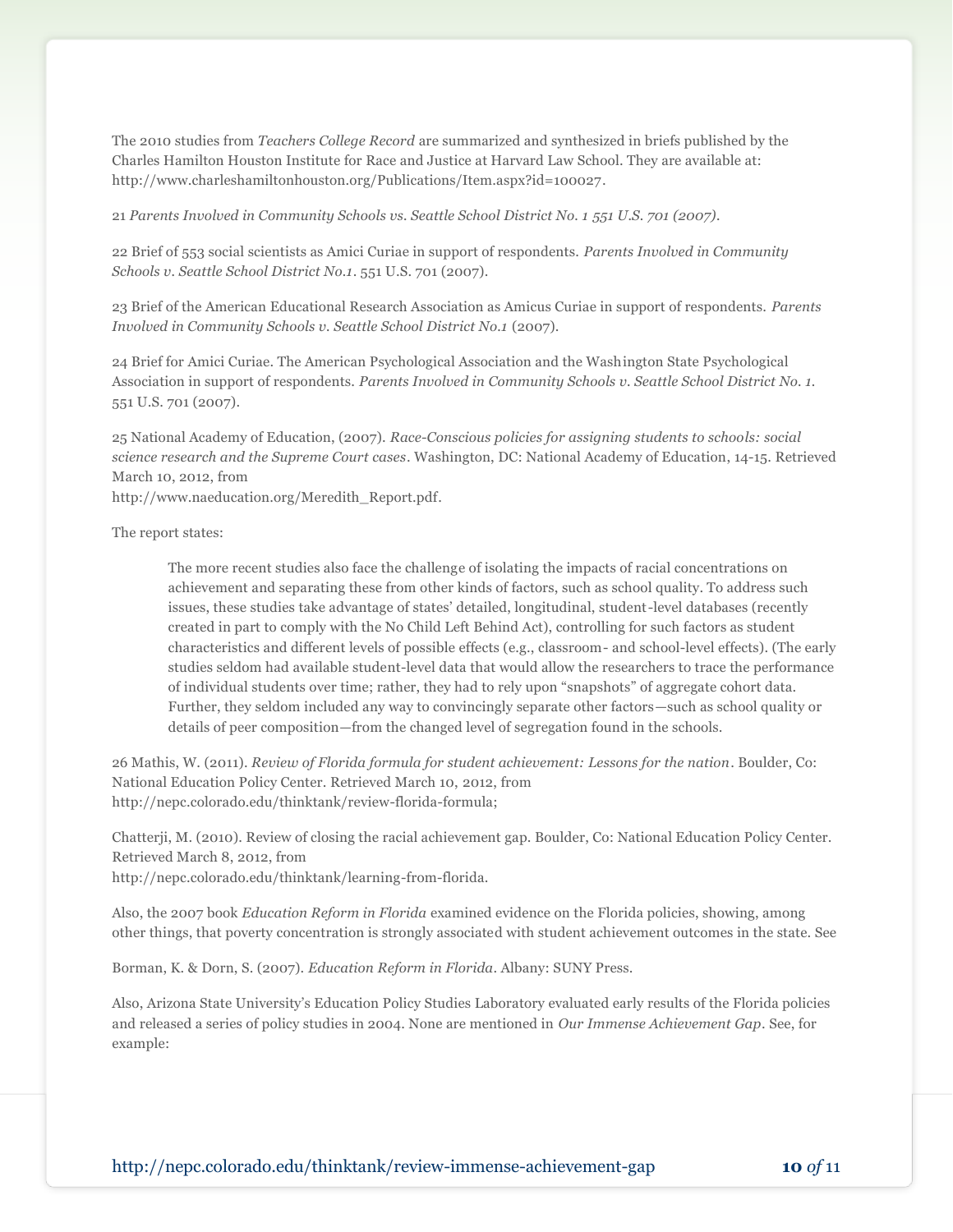The 2010 studies from *Teachers College Record* are summarized and synthesized in briefs published by the Charles Hamilton Houston Institute for Race and Justice at Harvard Law School. They are available at: http://www.charleshamiltonhouston.org/Publications/Item.aspx?id=100027.

21 *Parents Involved in Community Schools vs. Seattle School District No. 1 551 U.S. 701 (2007).*

22 Brief of 553 social scientists as Amici Curiae in support of respondents. *Parents Involved in Community Schools v. Seattle School District No.1*. 551 U.S. 701 (2007).

23 Brief of the American Educational Research Association as Amicus Curiae in support of respondents. *Parents Involved in Community Schools v. Seattle School District No.1* (2007).

24 Brief for Amici Curiae. The American Psychological Association and the Washington State Psychological Association in support of respondents. *Parents Involved in Community Schools v. Seattle School District No. 1.* 551 U.S. 701 (2007).

25 National Academy of Education, (2007). *Race-Conscious policies for assigning students to schools: social science research and the Supreme Court cases*. Washington, DC: National Academy of Education, 14-15. Retrieved March 10, 2012, from
http://www.naeducation.org/Meredith_Report.pdf.

The report states:

> The more recent studies also face the challenge of isolating the impacts of racial concentrations on achievement and separating these from other kinds of factors, such as school quality. To address such issues, these studies take advantage of states' detailed, longitudinal, student-level databases (recently created in part to comply with the No Child Left Behind Act), controlling for such factors as student characteristics and different levels of possible effects (e.g., classroom- and school-level effects). (The early studies seldom had available student-level data that would allow the researchers to trace the performance of individual students over time; rather, they had to rely upon "snapshots" of aggregate cohort data. Further, they seldom included any way to convincingly separate other factors—such as school quality or details of peer composition—from the changed level of segregation found in the schools.

26 Mathis, W. (2011). *Review of Florida formula for student achievement: Lessons for the nation*. Boulder, Co: National Education Policy Center. Retrieved March 10, 2012, from
http://nepc.colorado.edu/thinktank/review-florida-formula;

Chatterji, M. (2010). Review of closing the racial achievement gap. Boulder, Co: National Education Policy Center. Retrieved March 8, 2012, from
http://nepc.colorado.edu/thinktank/learning-from-florida.

Also, the 2007 book *Education Reform in Florida* examined evidence on the Florida policies, showing, among other things, that poverty concentration is strongly associated with student achievement outcomes in the state. See

Borman, K. & Dorn, S. (2007). *Education Reform in Florida*. Albany: SUNY Press.

Also, Arizona State University's Education Policy Studies Laboratory evaluated early results of the Florida policies and released a series of policy studies in 2004. None are mentioned in *Our Immense Achievement Gap*. See, for example: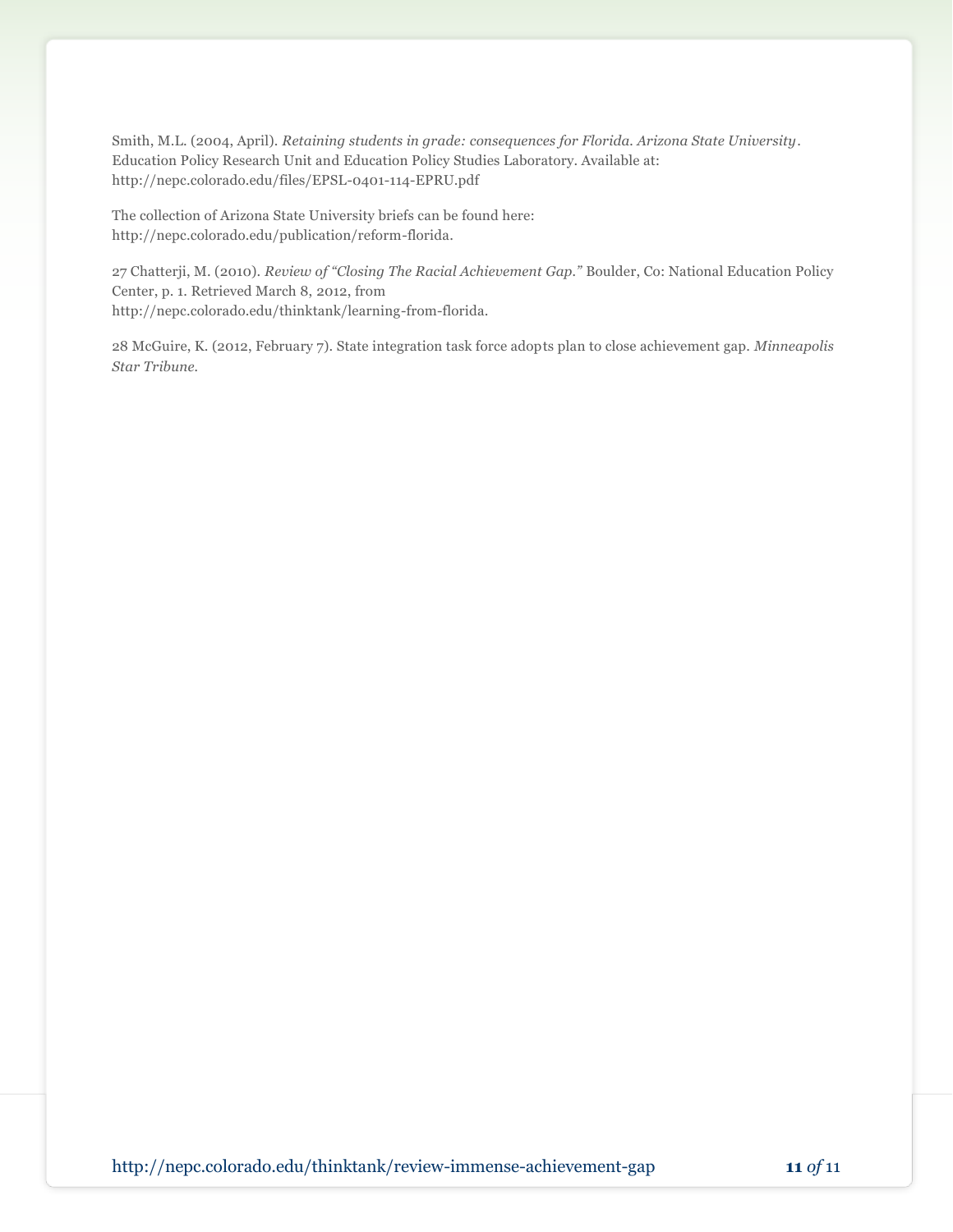Smith, M.L. (2004, April). *Retaining students in grade: consequences for Florida. Arizona State University*. Education Policy Research Unit and Education Policy Studies Laboratory. Available at: http://nepc.colorado.edu/files/EPSL-0401-114-EPRU.pdf

The collection of Arizona State University briefs can be found here: http://nepc.colorado.edu/publication/reform-florida.

27 Chatterji, M. (2010). *Review of "Closing The Racial Achievement Gap."* Boulder, Co: National Education Policy Center, p. 1. Retrieved March 8, 2012, from http://nepc.colorado.edu/thinktank/learning-from-florida.

28 McGuire, K. (2012, February 7). State integration task force adopts plan to close achievement gap. *Minneapolis Star Tribune.*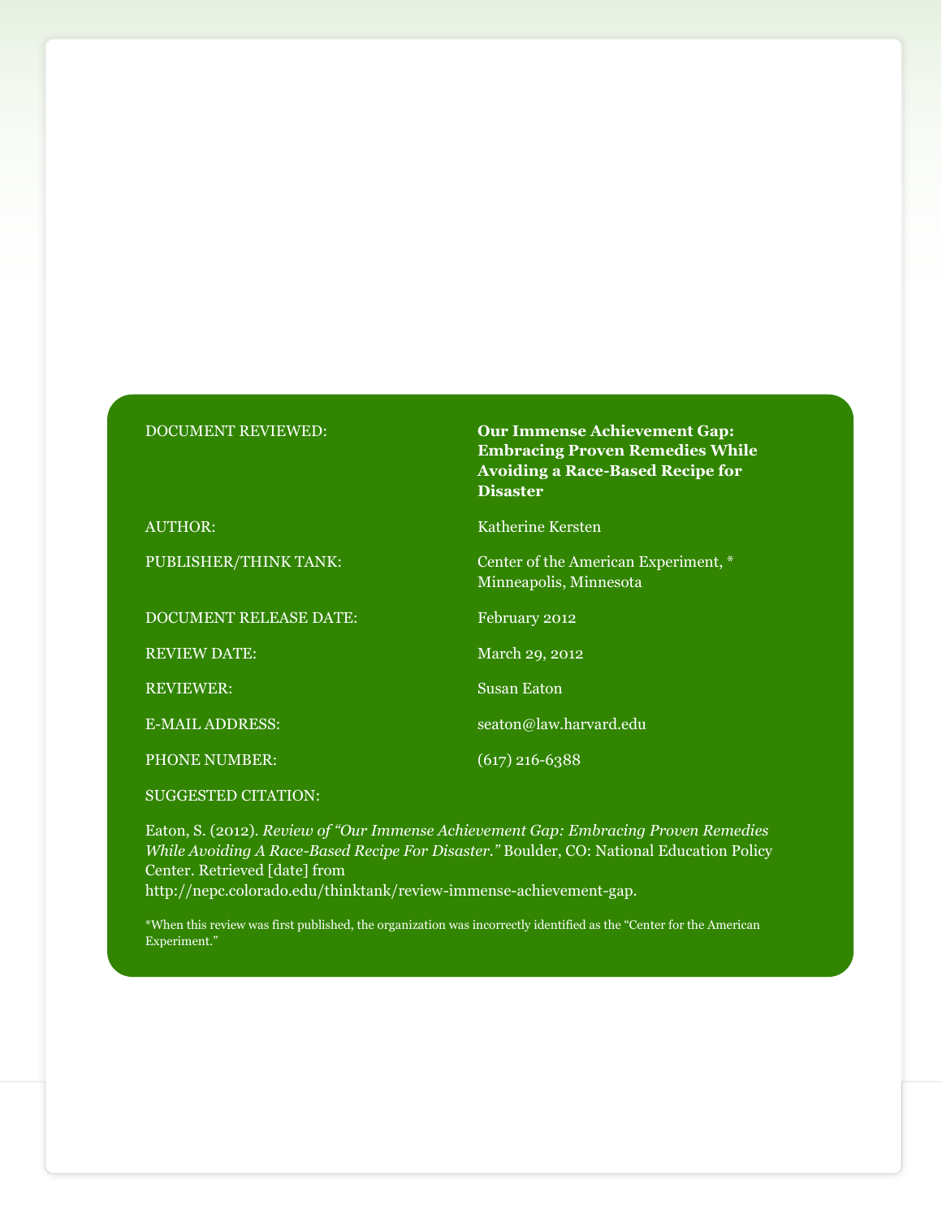| | |
|---|---|
| DOCUMENT REVIEWED: | **Our Immense Achievement Gap: Embracing Proven Remedies While Avoiding a Race-Based Recipe for Disaster** |
| AUTHOR: | Katherine Kersten |
| PUBLISHER/THINK TANK: | Center of the American Experiment, * Minneapolis, Minnesota |
| DOCUMENT RELEASE DATE: | February 2012 |
| REVIEW DATE: | March 29, 2012 |
| REVIEWER: | Susan Eaton |
| E-MAIL ADDRESS: | seaton@law.harvard.edu |
| PHONE NUMBER: | (617) 216-6388 |

SUGGESTED CITATION:

Eaton, S. (2012). *Review of "Our Immense Achievement Gap: Embracing Proven Remedies While Avoiding A Race-Based Recipe For Disaster."* Boulder, CO: National Education Policy Center. Retrieved [date] from http://nepc.colorado.edu/thinktank/review-immense-achievement-gap.

*When this review was first published, the organization was incorrectly identified as the "Center for the American Experiment."